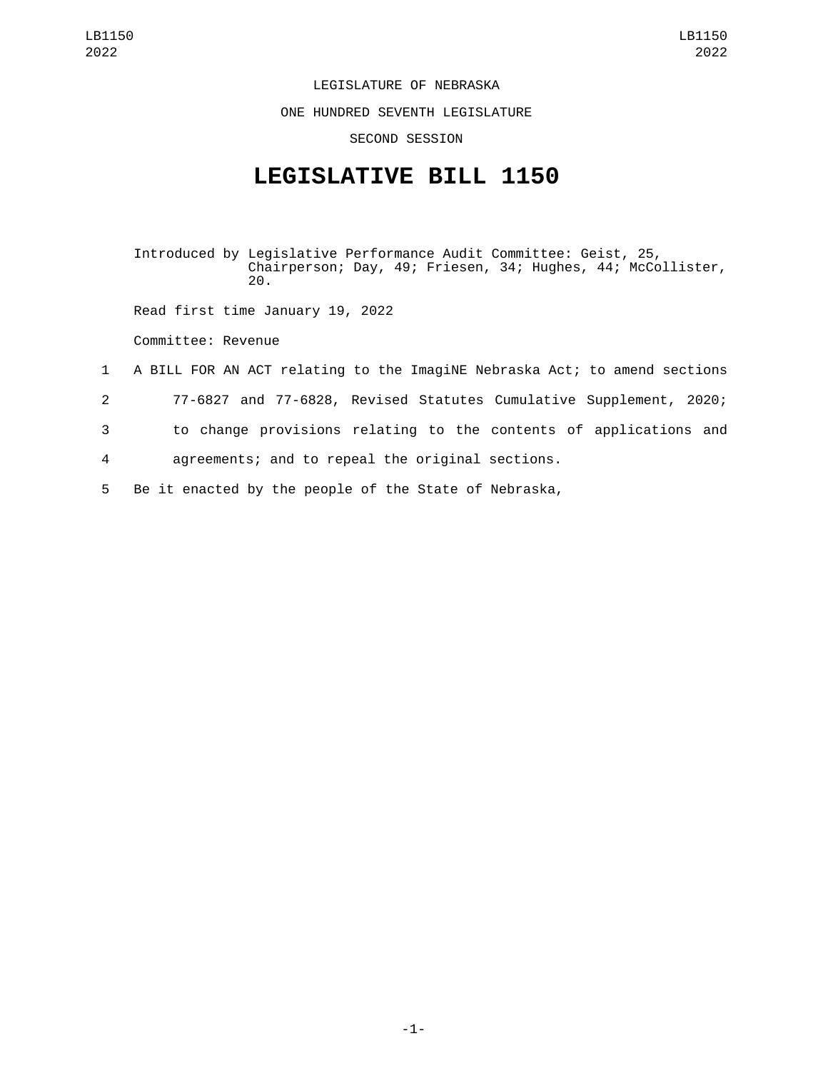LEGISLATURE OF NEBRASKA

ONE HUNDRED SEVENTH LEGISLATURE

SECOND SESSION

# LEGISLATIVE BILL 1150

Introduced by Legislative Performance Audit Committee: Geist, 25, Chairperson; Day, 49; Friesen, 34; Hughes, 44; McCollister, 20.

Read first time January 19, 2022

Committee: Revenue

1 A BILL FOR AN ACT relating to the ImagiNE Nebraska Act; to amend sections
2 77-6827 and 77-6828, Revised Statutes Cumulative Supplement, 2020;
3 to change provisions relating to the contents of applications and
4 agreements; and to repeal the original sections.
5 Be it enacted by the people of the State of Nebraska,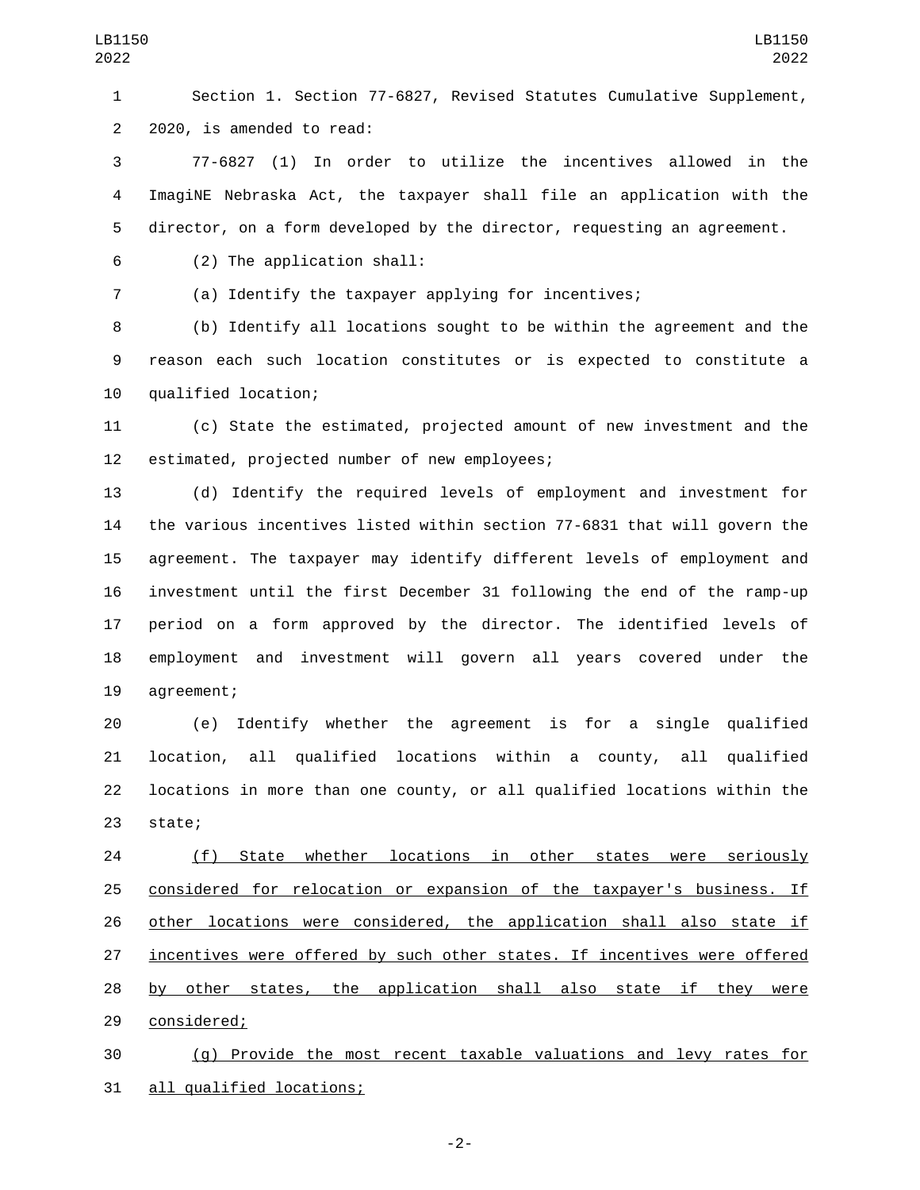Section 1. Section 77-6827, Revised Statutes Cumulative Supplement, 2020, is amended to read:

77-6827 (1) In order to utilize the incentives allowed in the ImagiNE Nebraska Act, the taxpayer shall file an application with the director, on a form developed by the director, requesting an agreement.

(2) The application shall:

(a) Identify the taxpayer applying for incentives;

(b) Identify all locations sought to be within the agreement and the reason each such location constitutes or is expected to constitute a qualified location;

(c) State the estimated, projected amount of new investment and the estimated, projected number of new employees;

(d) Identify the required levels of employment and investment for the various incentives listed within section 77-6831 that will govern the agreement. The taxpayer may identify different levels of employment and investment until the first December 31 following the end of the ramp-up period on a form approved by the director. The identified levels of employment and investment will govern all years covered under the agreement;

(e) Identify whether the agreement is for a single qualified location, all qualified locations within a county, all qualified locations in more than one county, or all qualified locations within the state;

<u>(f) State whether locations in other states were seriously considered for relocation or expansion of the taxpayer's business. If other locations were considered, the application shall also state if incentives were offered by such other states. If incentives were offered by other states, the application shall also state if they were considered;</u>

<u>(g) Provide the most recent taxable valuations and levy rates for all qualified locations;</u>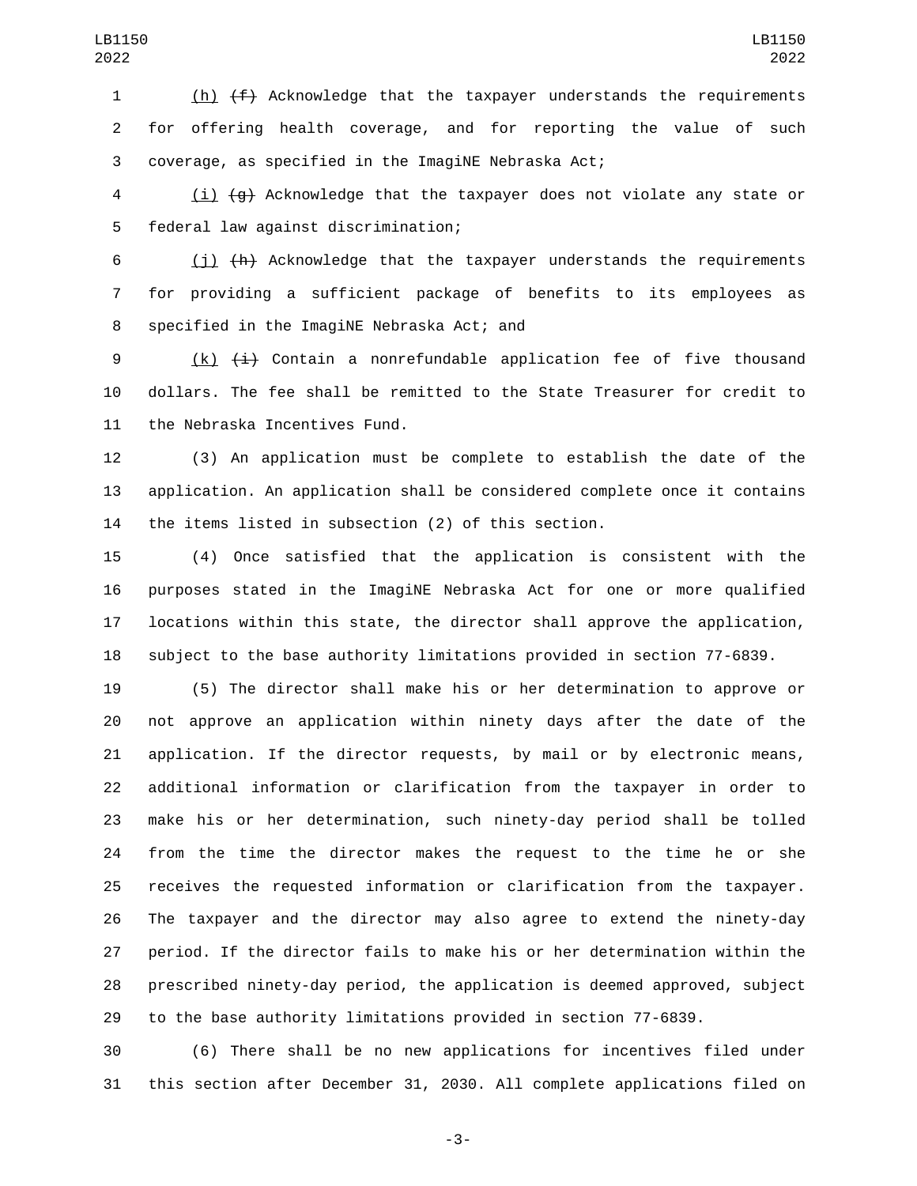(h) ~~(f)~~ Acknowledge that the taxpayer understands the requirements for offering health coverage, and for reporting the value of such coverage, as specified in the ImagiNE Nebraska Act;

(i) ~~(g)~~ Acknowledge that the taxpayer does not violate any state or federal law against discrimination;

(j) ~~(h)~~ Acknowledge that the taxpayer understands the requirements for providing a sufficient package of benefits to its employees as specified in the ImagiNE Nebraska Act; and

(k) ~~(i)~~ Contain a nonrefundable application fee of five thousand dollars. The fee shall be remitted to the State Treasurer for credit to the Nebraska Incentives Fund.

(3) An application must be complete to establish the date of the application. An application shall be considered complete once it contains the items listed in subsection (2) of this section.

(4) Once satisfied that the application is consistent with the purposes stated in the ImagiNE Nebraska Act for one or more qualified locations within this state, the director shall approve the application, subject to the base authority limitations provided in section 77-6839.

(5) The director shall make his or her determination to approve or not approve an application within ninety days after the date of the application. If the director requests, by mail or by electronic means, additional information or clarification from the taxpayer in order to make his or her determination, such ninety-day period shall be tolled from the time the director makes the request to the time he or she receives the requested information or clarification from the taxpayer. The taxpayer and the director may also agree to extend the ninety-day period. If the director fails to make his or her determination within the prescribed ninety-day period, the application is deemed approved, subject to the base authority limitations provided in section 77-6839.

(6) There shall be no new applications for incentives filed under this section after December 31, 2030. All complete applications filed on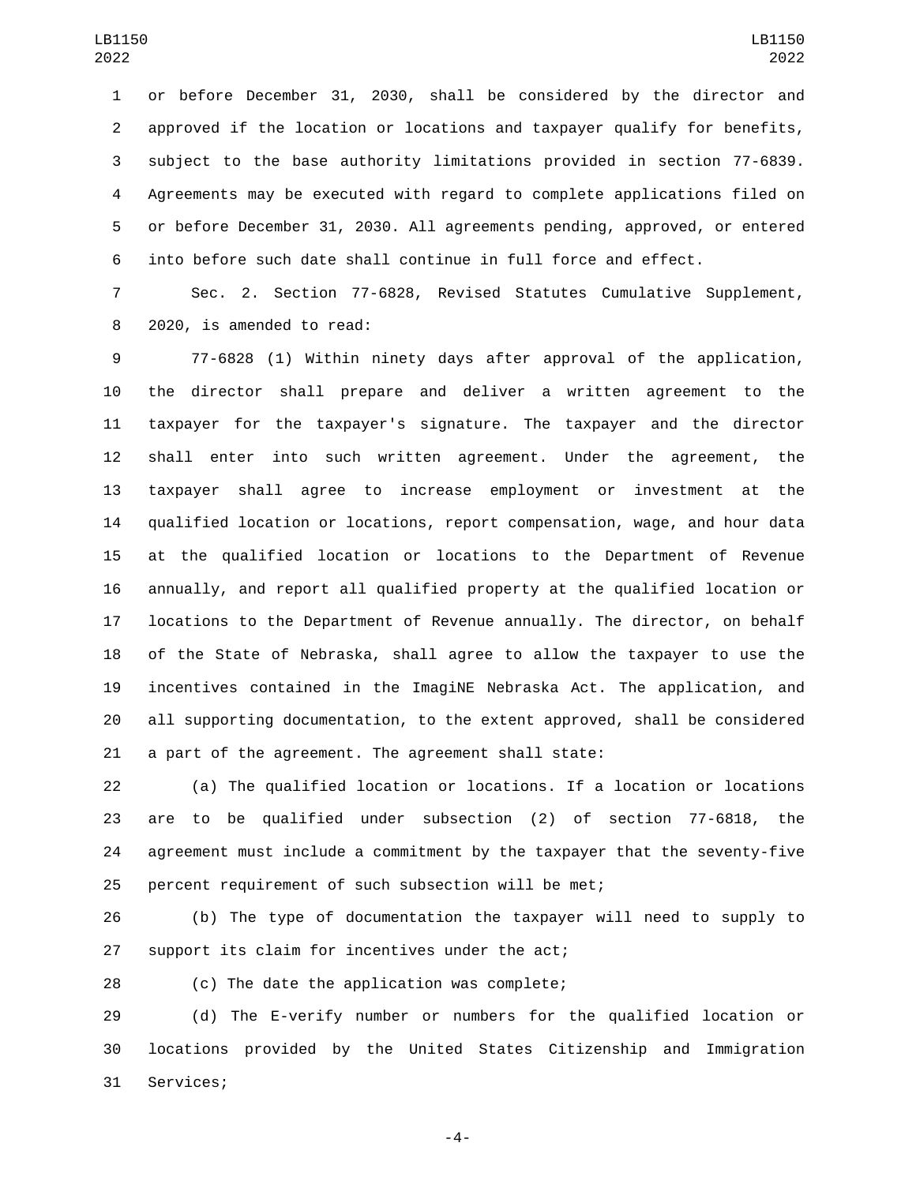or before December 31, 2030, shall be considered by the director and approved if the location or locations and taxpayer qualify for benefits, subject to the base authority limitations provided in section 77-6839. Agreements may be executed with regard to complete applications filed on or before December 31, 2030. All agreements pending, approved, or entered into before such date shall continue in full force and effect.

Sec. 2. Section 77-6828, Revised Statutes Cumulative Supplement, 2020, is amended to read:

77-6828 (1) Within ninety days after approval of the application, the director shall prepare and deliver a written agreement to the taxpayer for the taxpayer's signature. The taxpayer and the director shall enter into such written agreement. Under the agreement, the taxpayer shall agree to increase employment or investment at the qualified location or locations, report compensation, wage, and hour data at the qualified location or locations to the Department of Revenue annually, and report all qualified property at the qualified location or locations to the Department of Revenue annually. The director, on behalf of the State of Nebraska, shall agree to allow the taxpayer to use the incentives contained in the ImagiNE Nebraska Act. The application, and all supporting documentation, to the extent approved, shall be considered a part of the agreement. The agreement shall state:

(a) The qualified location or locations. If a location or locations are to be qualified under subsection (2) of section 77-6818, the agreement must include a commitment by the taxpayer that the seventy-five percent requirement of such subsection will be met;

(b) The type of documentation the taxpayer will need to supply to support its claim for incentives under the act;

(c) The date the application was complete;

(d) The E-verify number or numbers for the qualified location or locations provided by the United States Citizenship and Immigration Services;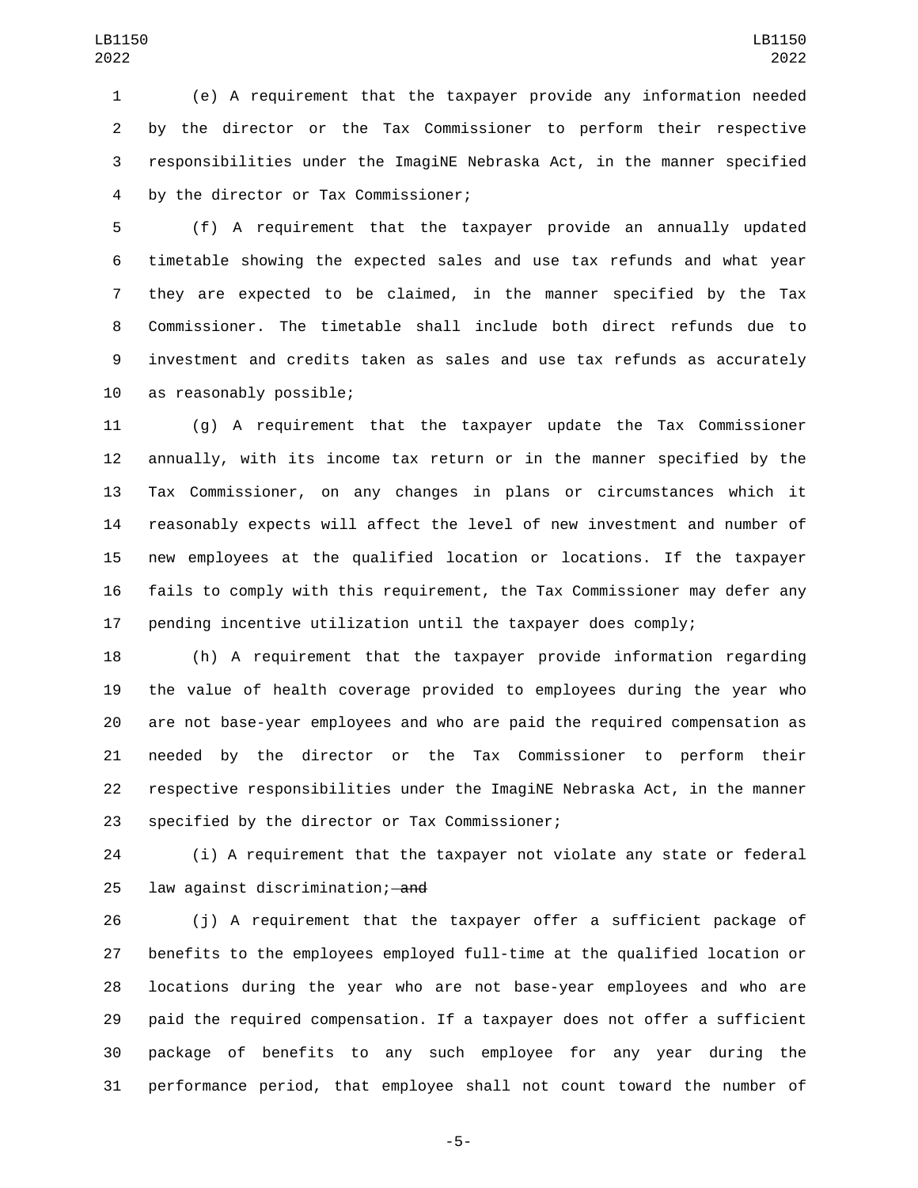(e) A requirement that the taxpayer provide any information needed by the director or the Tax Commissioner to perform their respective responsibilities under the ImagiNE Nebraska Act, in the manner specified by the director or Tax Commissioner;

(f) A requirement that the taxpayer provide an annually updated timetable showing the expected sales and use tax refunds and what year they are expected to be claimed, in the manner specified by the Tax Commissioner. The timetable shall include both direct refunds due to investment and credits taken as sales and use tax refunds as accurately as reasonably possible;

(g) A requirement that the taxpayer update the Tax Commissioner annually, with its income tax return or in the manner specified by the Tax Commissioner, on any changes in plans or circumstances which it reasonably expects will affect the level of new investment and number of new employees at the qualified location or locations. If the taxpayer fails to comply with this requirement, the Tax Commissioner may defer any pending incentive utilization until the taxpayer does comply;

(h) A requirement that the taxpayer provide information regarding the value of health coverage provided to employees during the year who are not base-year employees and who are paid the required compensation as needed by the director or the Tax Commissioner to perform their respective responsibilities under the ImagiNE Nebraska Act, in the manner specified by the director or Tax Commissioner;

(i) A requirement that the taxpayer not violate any state or federal law against discrimination; ~~and~~

(j) A requirement that the taxpayer offer a sufficient package of benefits to the employees employed full-time at the qualified location or locations during the year who are not base-year employees and who are paid the required compensation. If a taxpayer does not offer a sufficient package of benefits to any such employee for any year during the performance period, that employee shall not count toward the number of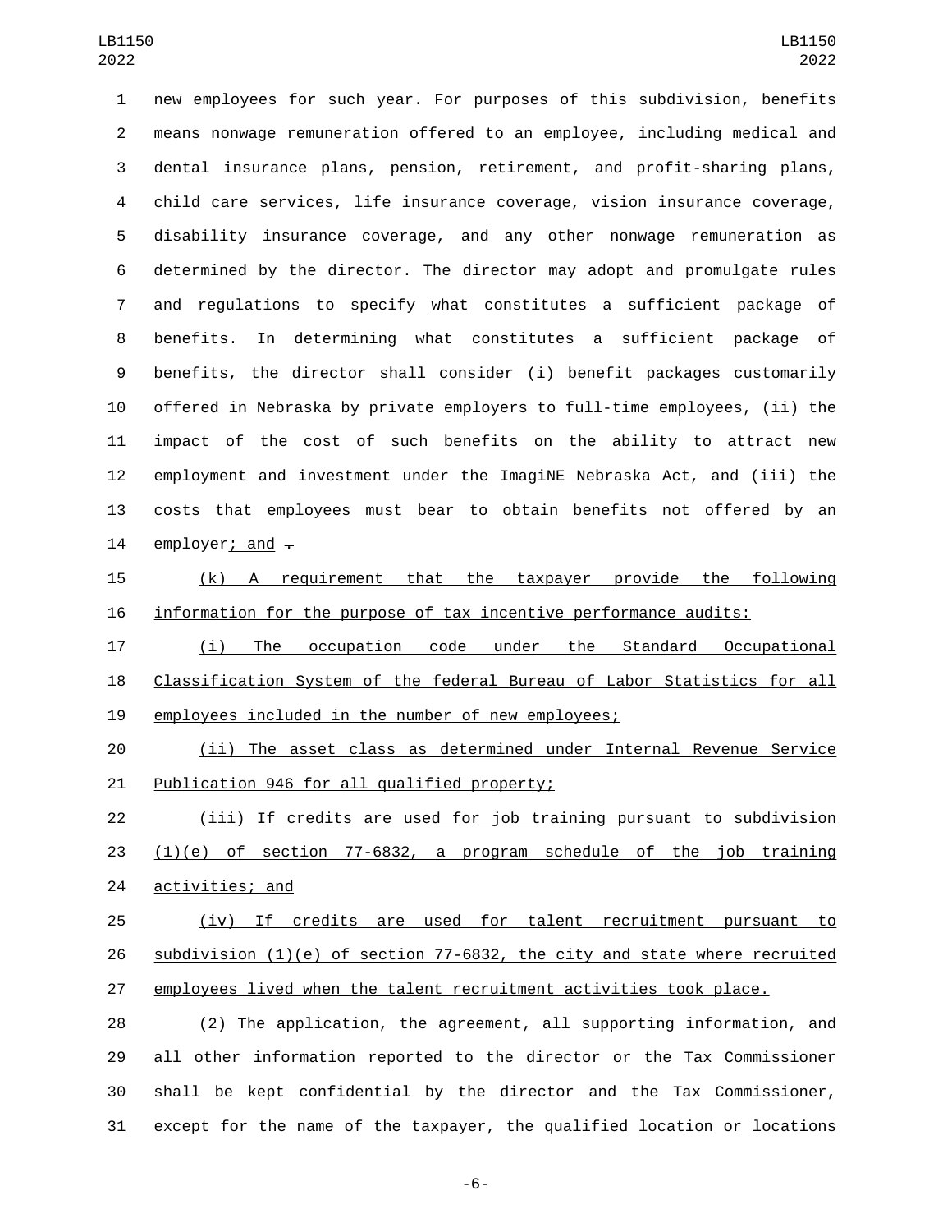new employees for such year. For purposes of this subdivision, benefits means nonwage remuneration offered to an employee, including medical and dental insurance plans, pension, retirement, and profit-sharing plans, child care services, life insurance coverage, vision insurance coverage, disability insurance coverage, and any other nonwage remuneration as determined by the director. The director may adopt and promulgate rules and regulations to specify what constitutes a sufficient package of benefits. In determining what constitutes a sufficient package of benefits, the director shall consider (i) benefit packages customarily offered in Nebraska by private employers to full-time employees, (ii) the impact of the cost of such benefits on the ability to attract new employment and investment under the ImagiNE Nebraska Act, and (iii) the costs that employees must bear to obtain benefits not offered by an employer; and .

(k) A requirement that the taxpayer provide the following information for the purpose of tax incentive performance audits:

(i) The occupation code under the Standard Occupational Classification System of the federal Bureau of Labor Statistics for all employees included in the number of new employees;

(ii) The asset class as determined under Internal Revenue Service Publication 946 for all qualified property;

(iii) If credits are used for job training pursuant to subdivision (1)(e) of section 77-6832, a program schedule of the job training activities; and

(iv) If credits are used for talent recruitment pursuant to subdivision (1)(e) of section 77-6832, the city and state where recruited employees lived when the talent recruitment activities took place.

(2) The application, the agreement, all supporting information, and all other information reported to the director or the Tax Commissioner shall be kept confidential by the director and the Tax Commissioner, except for the name of the taxpayer, the qualified location or locations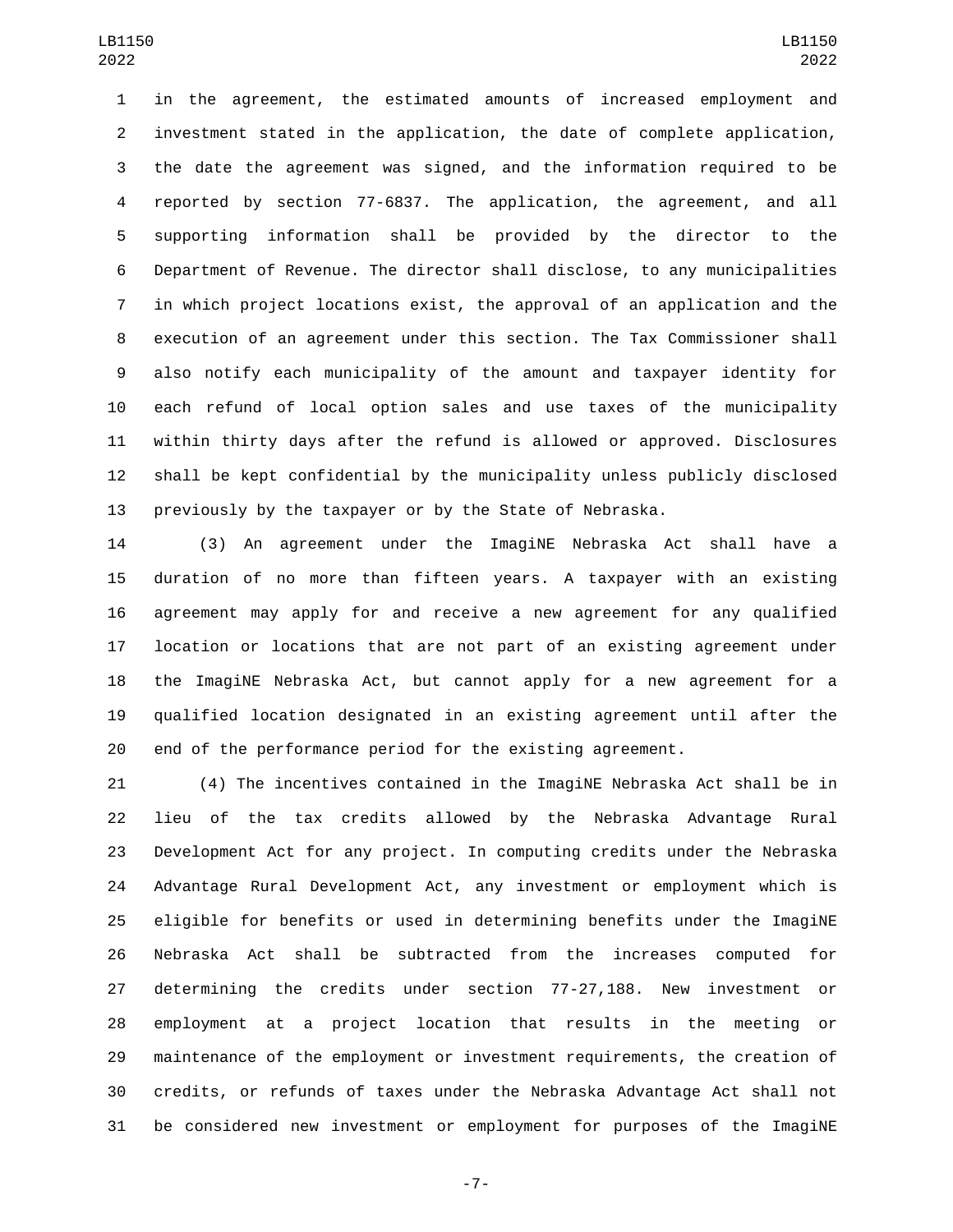in the agreement, the estimated amounts of increased employment and investment stated in the application, the date of complete application, the date the agreement was signed, and the information required to be reported by section 77-6837. The application, the agreement, and all supporting information shall be provided by the director to the Department of Revenue. The director shall disclose, to any municipalities in which project locations exist, the approval of an application and the execution of an agreement under this section. The Tax Commissioner shall also notify each municipality of the amount and taxpayer identity for each refund of local option sales and use taxes of the municipality within thirty days after the refund is allowed or approved. Disclosures shall be kept confidential by the municipality unless publicly disclosed previously by the taxpayer or by the State of Nebraska.

(3) An agreement under the ImagiNE Nebraska Act shall have a duration of no more than fifteen years. A taxpayer with an existing agreement may apply for and receive a new agreement for any qualified location or locations that are not part of an existing agreement under the ImagiNE Nebraska Act, but cannot apply for a new agreement for a qualified location designated in an existing agreement until after the end of the performance period for the existing agreement.

(4) The incentives contained in the ImagiNE Nebraska Act shall be in lieu of the tax credits allowed by the Nebraska Advantage Rural Development Act for any project. In computing credits under the Nebraska Advantage Rural Development Act, any investment or employment which is eligible for benefits or used in determining benefits under the ImagiNE Nebraska Act shall be subtracted from the increases computed for determining the credits under section 77-27,188. New investment or employment at a project location that results in the meeting or maintenance of the employment or investment requirements, the creation of credits, or refunds of taxes under the Nebraska Advantage Act shall not be considered new investment or employment for purposes of the ImagiNE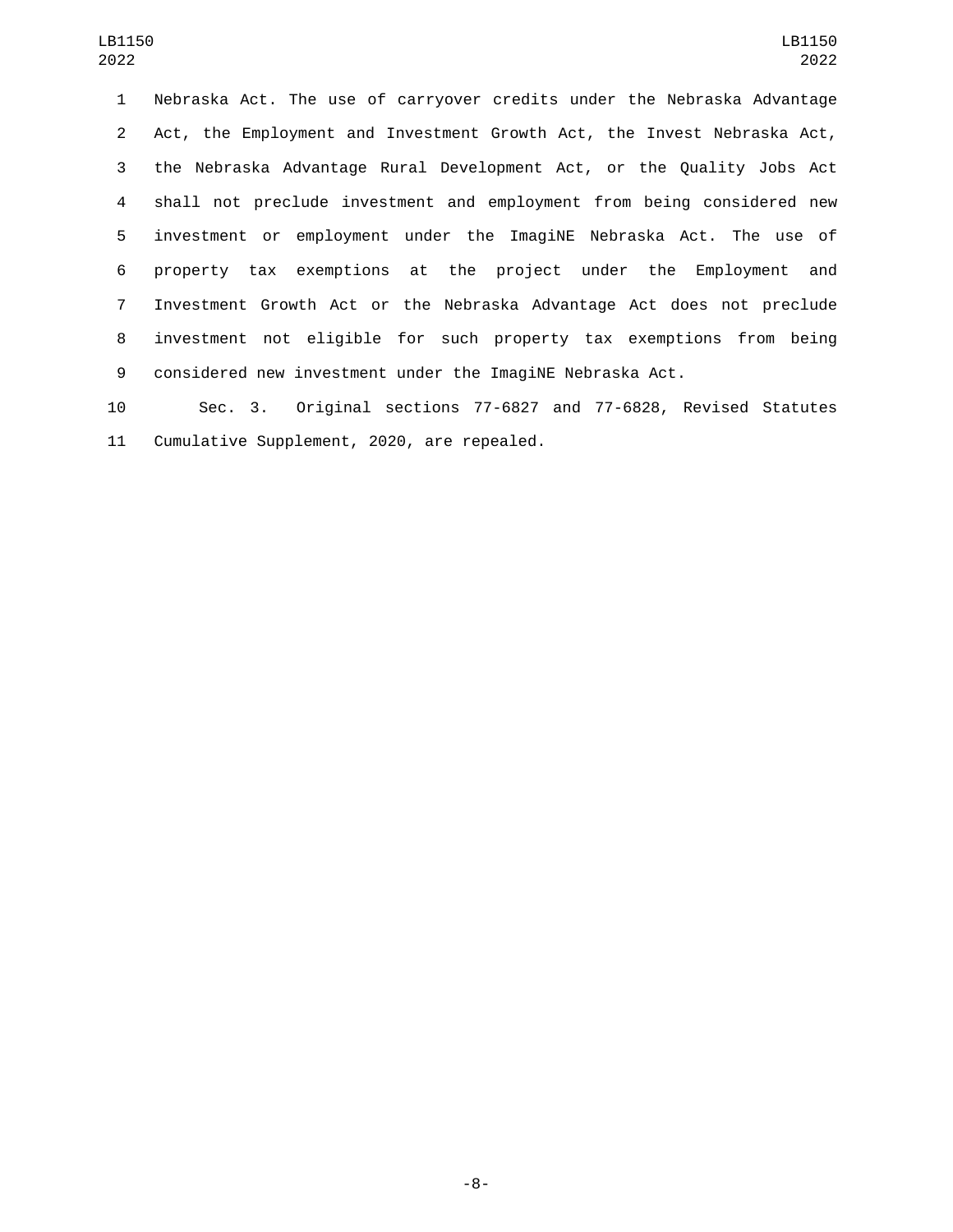Nebraska Act. The use of carryover credits under the Nebraska Advantage Act, the Employment and Investment Growth Act, the Invest Nebraska Act, the Nebraska Advantage Rural Development Act, or the Quality Jobs Act shall not preclude investment and employment from being considered new investment or employment under the ImagiNE Nebraska Act. The use of property tax exemptions at the project under the Employment and Investment Growth Act or the Nebraska Advantage Act does not preclude investment not eligible for such property tax exemptions from being considered new investment under the ImagiNE Nebraska Act.

Sec. 3. Original sections 77-6827 and 77-6828, Revised Statutes Cumulative Supplement, 2020, are repealed.